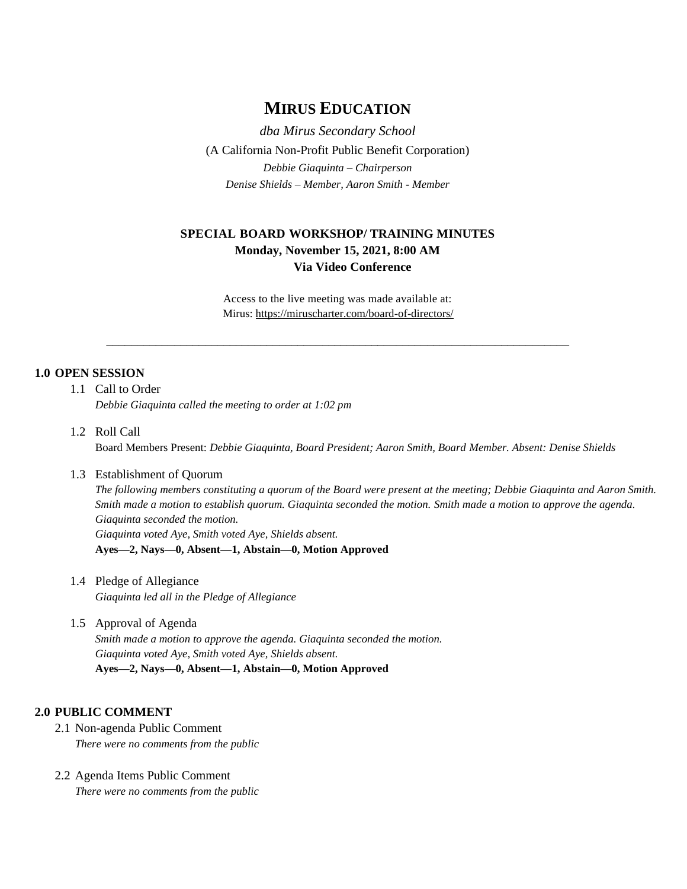# MIRUS EDUCATION

*dba Mirus Secondary School*

(A California Non-Profit Public Benefit Corporation)

*Debbie Giaquinta – Chairperson*

*Denise Shields – Member, Aaron Smith - Member*

## SPECIAL BOARD WORKSHOP/ TRAINING MINUTES

**Monday, November 15, 2021, 8:00 AM**

**Via Video Conference**

Access to the live meeting was made available at:
Mirus: https://miruscharter.com/board-of-directors/

---

**1.0 OPEN SESSION**

1.1 Call to Order
*Debbie Giaquinta called the meeting to order at 1:02 pm*

1.2 Roll Call
Board Members Present: *Debbie Giaquinta, Board President; Aaron Smith, Board Member. Absent: Denise Shields*

1.3 Establishment of Quorum
*The following members constituting a quorum of the Board were present at the meeting; Debbie Giaquinta and Aaron Smith. Smith made a motion to establish quorum. Giaquinta seconded the motion. Smith made a motion to approve the agenda. Giaquinta seconded the motion.*
*Giaquinta voted Aye, Smith voted Aye, Shields absent.*
**Ayes—2, Nays—0, Absent—1, Abstain—0, Motion Approved**

1.4 Pledge of Allegiance
*Giaquinta led all in the Pledge of Allegiance*

1.5 Approval of Agenda
*Smith made a motion to approve the agenda. Giaquinta seconded the motion.*
*Giaquinta voted Aye, Smith voted Aye, Shields absent.*
**Ayes—2, Nays—0, Absent—1, Abstain—0, Motion Approved**

**2.0 PUBLIC COMMENT**

2.1 Non-agenda Public Comment
*There were no comments from the public*

2.2 Agenda Items Public Comment
*There were no comments from the public*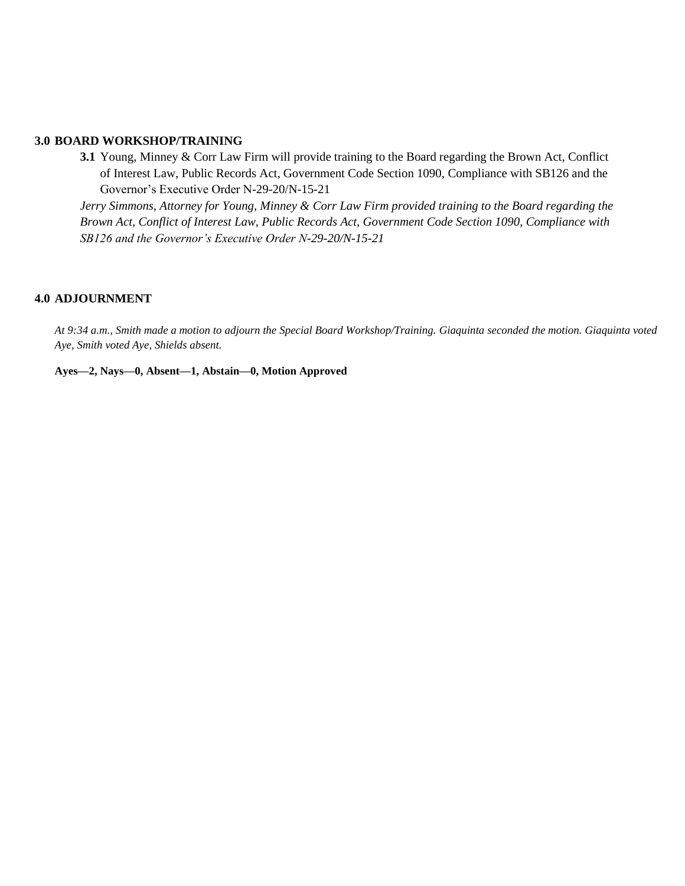## 3.0 BOARD WORKSHOP/TRAINING

**3.1** Young, Minney & Corr Law Firm will provide training to the Board regarding the Brown Act, Conflict of Interest Law, Public Records Act, Government Code Section 1090, Compliance with SB126 and the Governor's Executive Order N-29-20/N-15-21

*Jerry Simmons, Attorney for Young, Minney & Corr Law Firm provided training to the Board regarding the Brown Act, Conflict of Interest Law, Public Records Act, Government Code Section 1090, Compliance with SB126 and the Governor's Executive Order N-29-20/N-15-21*

## 4.0 ADJOURNMENT

*At 9:34 a.m., Smith made a motion to adjourn the Special Board Workshop/Training. Giaquinta seconded the motion. Giaquinta voted Aye, Smith voted Aye, Shields absent.*

**Ayes—2, Nays—0, Absent—1, Abstain—0, Motion Approved**